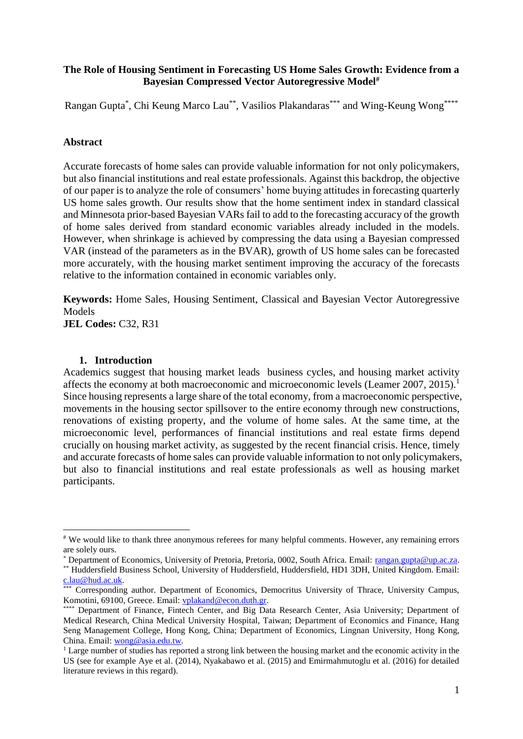# The Role of Housing Sentiment in Forecasting US Home Sales Growth: Evidence from a Bayesian Compressed Vector Autoregressive Model[#]

Rangan Gupta[*], Chi Keung Marco Lau[**], Vasilios Plakandaras[***] and Wing-Keung Wong[****]

## Abstract

Accurate forecasts of home sales can provide valuable information for not only policymakers, but also financial institutions and real estate professionals. Against this backdrop, the objective of our paper is to analyze the role of consumers' home buying attitudes in forecasting quarterly US home sales growth. Our results show that the home sentiment index in standard classical and Minnesota prior-based Bayesian VARs fail to add to the forecasting accuracy of the growth of home sales derived from standard economic variables already included in the models. However, when shrinkage is achieved by compressing the data using a Bayesian compressed VAR (instead of the parameters as in the BVAR), growth of US home sales can be forecasted more accurately, with the housing market sentiment improving the accuracy of the forecasts relative to the information contained in economic variables only.

**Keywords:** Home Sales, Housing Sentiment, Classical and Bayesian Vector Autoregressive Models

**JEL Codes:** C32, R31

## 1. Introduction

Academics suggest that housing market leads business cycles, and housing market activity affects the economy at both macroeconomic and microeconomic levels (Leamer 2007, 2015).[1] Since housing represents a large share of the total economy, from a macroeconomic perspective, movements in the housing sector spillsover to the entire economy through new constructions, renovations of existing property, and the volume of home sales. At the same time, at the microeconomic level, performances of financial institutions and real estate firms depend crucially on housing market activity, as suggested by the recent financial crisis. Hence, timely and accurate forecasts of home sales can provide valuable information to not only policymakers, but also to financial institutions and real estate professionals as well as housing market participants.

---

[#] We would like to thank three anonymous referees for many helpful comments. However, any remaining errors are solely ours.

[*] Department of Economics, University of Pretoria, Pretoria, 0002, South Africa. Email: rangan.gupta@up.ac.za.

[**] Huddersfield Business School, University of Huddersfield, Huddersfield, HD1 3DH, United Kingdom. Email: c.lau@hud.ac.uk.

[***] Corresponding author. Department of Economics, Democritus University of Thrace, University Campus, Komotini, 69100, Greece. Email: vplakand@econ.duth.gr.

[****] Department of Finance, Fintech Center, and Big Data Research Center, Asia University; Department of Medical Research, China Medical University Hospital, Taiwan; Department of Economics and Finance, Hang Seng Management College, Hong Kong, China; Department of Economics, Lingnan University, Hong Kong, China. Email: wong@asia.edu.tw.

[1] Large number of studies has reported a strong link between the housing market and the economic activity in the US (see for example Aye et al. (2014), Nyakabawo et al. (2015) and Emirmahmutoglu et al. (2016) for detailed literature reviews in this regard).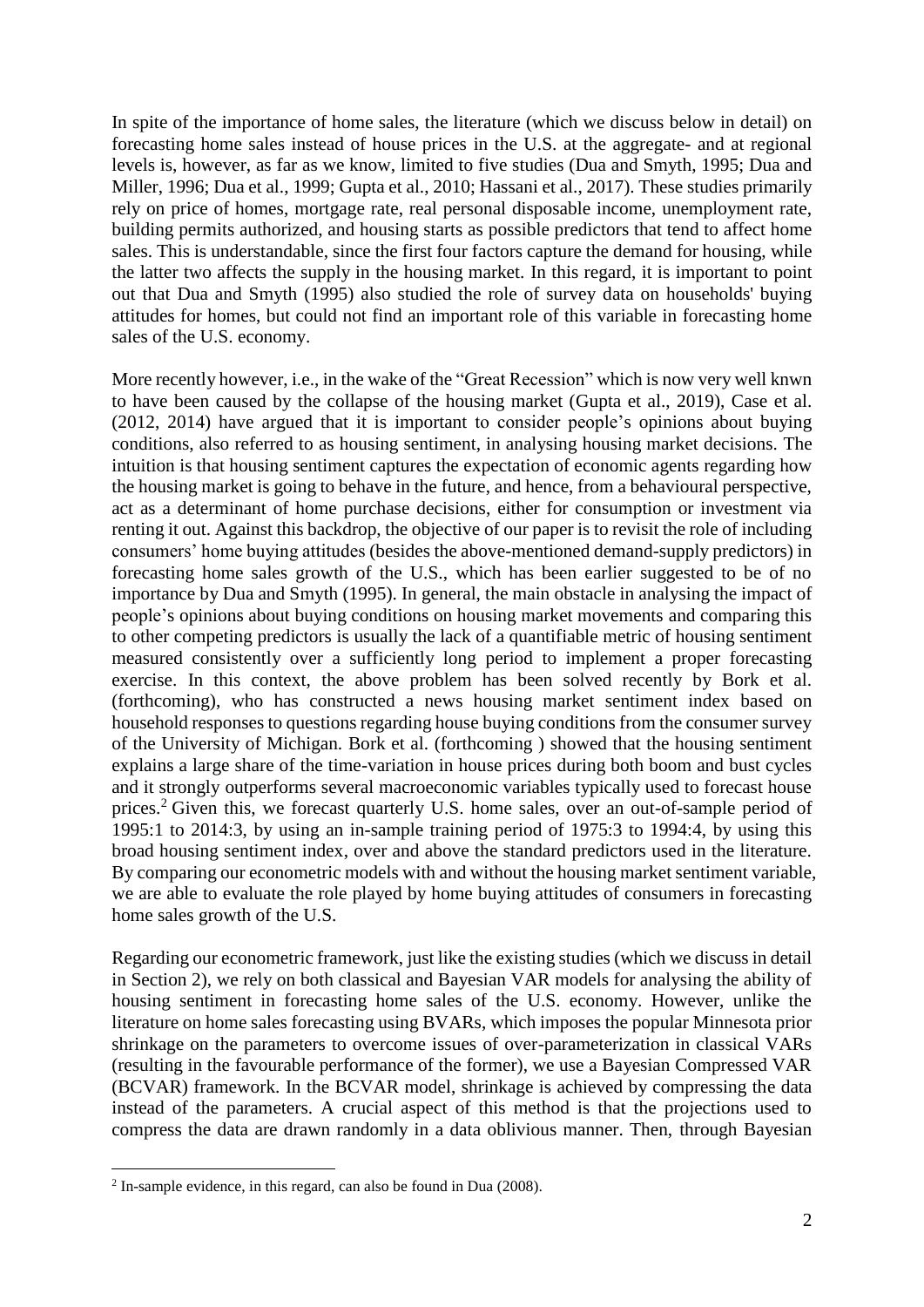In spite of the importance of home sales, the literature (which we discuss below in detail) on forecasting home sales instead of house prices in the U.S. at the aggregate- and at regional levels is, however, as far as we know, limited to five studies (Dua and Smyth, 1995; Dua and Miller, 1996; Dua et al., 1999; Gupta et al., 2010; Hassani et al., 2017). These studies primarily rely on price of homes, mortgage rate, real personal disposable income, unemployment rate, building permits authorized, and housing starts as possible predictors that tend to affect home sales. This is understandable, since the first four factors capture the demand for housing, while the latter two affects the supply in the housing market. In this regard, it is important to point out that Dua and Smyth (1995) also studied the role of survey data on households' buying attitudes for homes, but could not find an important role of this variable in forecasting home sales of the U.S. economy.

More recently however, i.e., in the wake of the "Great Recession" which is now very well knwn to have been caused by the collapse of the housing market (Gupta et al., 2019), Case et al. (2012, 2014) have argued that it is important to consider people's opinions about buying conditions, also referred to as housing sentiment, in analysing housing market decisions. The intuition is that housing sentiment captures the expectation of economic agents regarding how the housing market is going to behave in the future, and hence, from a behavioural perspective, act as a determinant of home purchase decisions, either for consumption or investment via renting it out. Against this backdrop, the objective of our paper is to revisit the role of including consumers' home buying attitudes (besides the above-mentioned demand-supply predictors) in forecasting home sales growth of the U.S., which has been earlier suggested to be of no importance by Dua and Smyth (1995). In general, the main obstacle in analysing the impact of people's opinions about buying conditions on housing market movements and comparing this to other competing predictors is usually the lack of a quantifiable metric of housing sentiment measured consistently over a sufficiently long period to implement a proper forecasting exercise. In this context, the above problem has been solved recently by Bork et al. (forthcoming), who has constructed a news housing market sentiment index based on household responses to questions regarding house buying conditions from the consumer survey of the University of Michigan. Bork et al. (forthcoming ) showed that the housing sentiment explains a large share of the time-variation in house prices during both boom and bust cycles and it strongly outperforms several macroeconomic variables typically used to forecast house prices.[2] Given this, we forecast quarterly U.S. home sales, over an out-of-sample period of 1995:1 to 2014:3, by using an in-sample training period of 1975:3 to 1994:4, by using this broad housing sentiment index, over and above the standard predictors used in the literature. By comparing our econometric models with and without the housing market sentiment variable, we are able to evaluate the role played by home buying attitudes of consumers in forecasting home sales growth of the U.S.

Regarding our econometric framework, just like the existing studies (which we discuss in detail in Section 2), we rely on both classical and Bayesian VAR models for analysing the ability of housing sentiment in forecasting home sales of the U.S. economy. However, unlike the literature on home sales forecasting using BVARs, which imposes the popular Minnesota prior shrinkage on the parameters to overcome issues of over-parameterization in classical VARs (resulting in the favourable performance of the former), we use a Bayesian Compressed VAR (BCVAR) framework. In the BCVAR model, shrinkage is achieved by compressing the data instead of the parameters. A crucial aspect of this method is that the projections used to compress the data are drawn randomly in a data oblivious manner. Then, through Bayesian

[2] In-sample evidence, in this regard, can also be found in Dua (2008).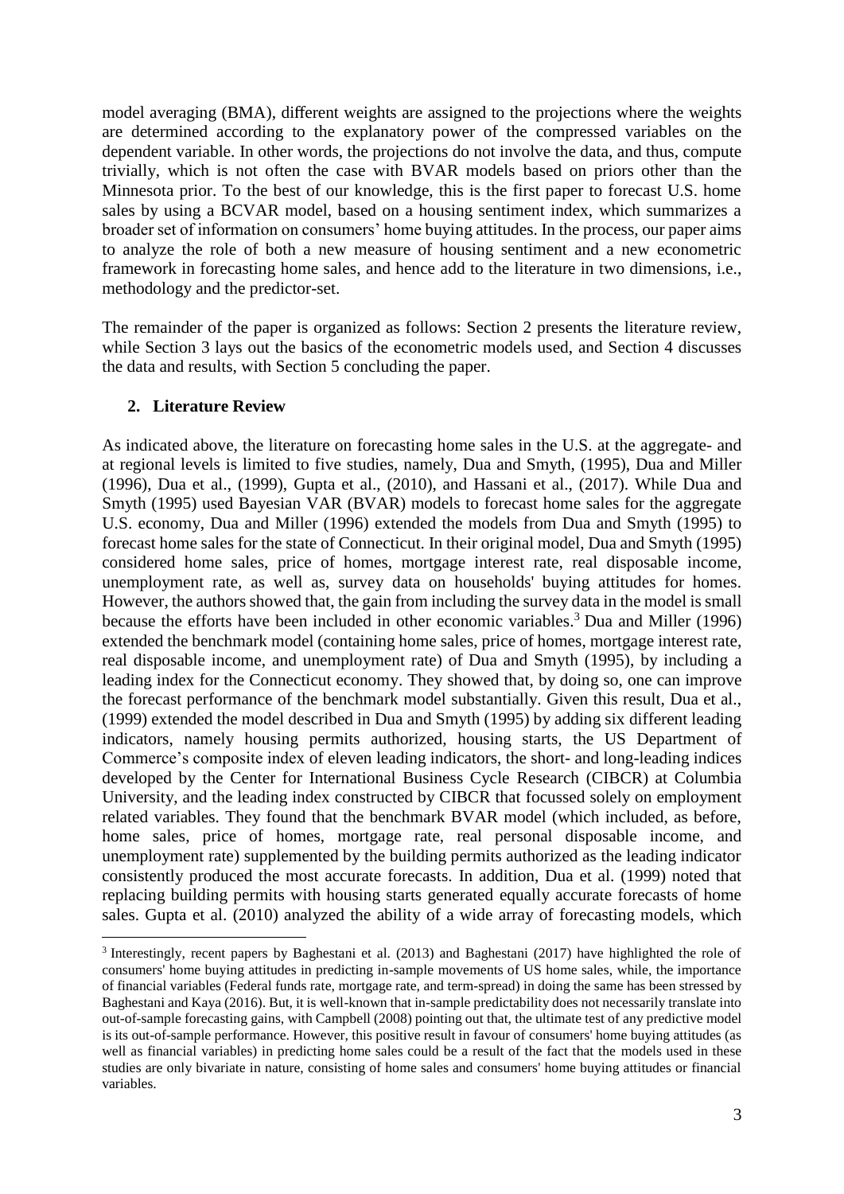model averaging (BMA), different weights are assigned to the projections where the weights are determined according to the explanatory power of the compressed variables on the dependent variable. In other words, the projections do not involve the data, and thus, compute trivially, which is not often the case with BVAR models based on priors other than the Minnesota prior. To the best of our knowledge, this is the first paper to forecast U.S. home sales by using a BCVAR model, based on a housing sentiment index, which summarizes a broader set of information on consumers' home buying attitudes. In the process, our paper aims to analyze the role of both a new measure of housing sentiment and a new econometric framework in forecasting home sales, and hence add to the literature in two dimensions, i.e., methodology and the predictor-set.

The remainder of the paper is organized as follows: Section 2 presents the literature review, while Section 3 lays out the basics of the econometric models used, and Section 4 discusses the data and results, with Section 5 concluding the paper.

## 2. Literature Review

As indicated above, the literature on forecasting home sales in the U.S. at the aggregate- and at regional levels is limited to five studies, namely, Dua and Smyth, (1995), Dua and Miller (1996), Dua et al., (1999), Gupta et al., (2010), and Hassani et al., (2017). While Dua and Smyth (1995) used Bayesian VAR (BVAR) models to forecast home sales for the aggregate U.S. economy, Dua and Miller (1996) extended the models from Dua and Smyth (1995) to forecast home sales for the state of Connecticut. In their original model, Dua and Smyth (1995) considered home sales, price of homes, mortgage interest rate, real disposable income, unemployment rate, as well as, survey data on households' buying attitudes for homes. However, the authors showed that, the gain from including the survey data in the model is small because the efforts have been included in other economic variables.[3] Dua and Miller (1996) extended the benchmark model (containing home sales, price of homes, mortgage interest rate, real disposable income, and unemployment rate) of Dua and Smyth (1995), by including a leading index for the Connecticut economy. They showed that, by doing so, one can improve the forecast performance of the benchmark model substantially. Given this result, Dua et al., (1999) extended the model described in Dua and Smyth (1995) by adding six different leading indicators, namely housing permits authorized, housing starts, the US Department of Commerce's composite index of eleven leading indicators, the short- and long-leading indices developed by the Center for International Business Cycle Research (CIBCR) at Columbia University, and the leading index constructed by CIBCR that focussed solely on employment related variables. They found that the benchmark BVAR model (which included, as before, home sales, price of homes, mortgage rate, real personal disposable income, and unemployment rate) supplemented by the building permits authorized as the leading indicator consistently produced the most accurate forecasts. In addition, Dua et al. (1999) noted that replacing building permits with housing starts generated equally accurate forecasts of home sales. Gupta et al. (2010) analyzed the ability of a wide array of forecasting models, which

[3] Interestingly, recent papers by Baghestani et al. (2013) and Baghestani (2017) have highlighted the role of consumers' home buying attitudes in predicting in-sample movements of US home sales, while, the importance of financial variables (Federal funds rate, mortgage rate, and term-spread) in doing the same has been stressed by Baghestani and Kaya (2016). But, it is well-known that in-sample predictability does not necessarily translate into out-of-sample forecasting gains, with Campbell (2008) pointing out that, the ultimate test of any predictive model is its out-of-sample performance. However, this positive result in favour of consumers' home buying attitudes (as well as financial variables) in predicting home sales could be a result of the fact that the models used in these studies are only bivariate in nature, consisting of home sales and consumers' home buying attitudes or financial variables.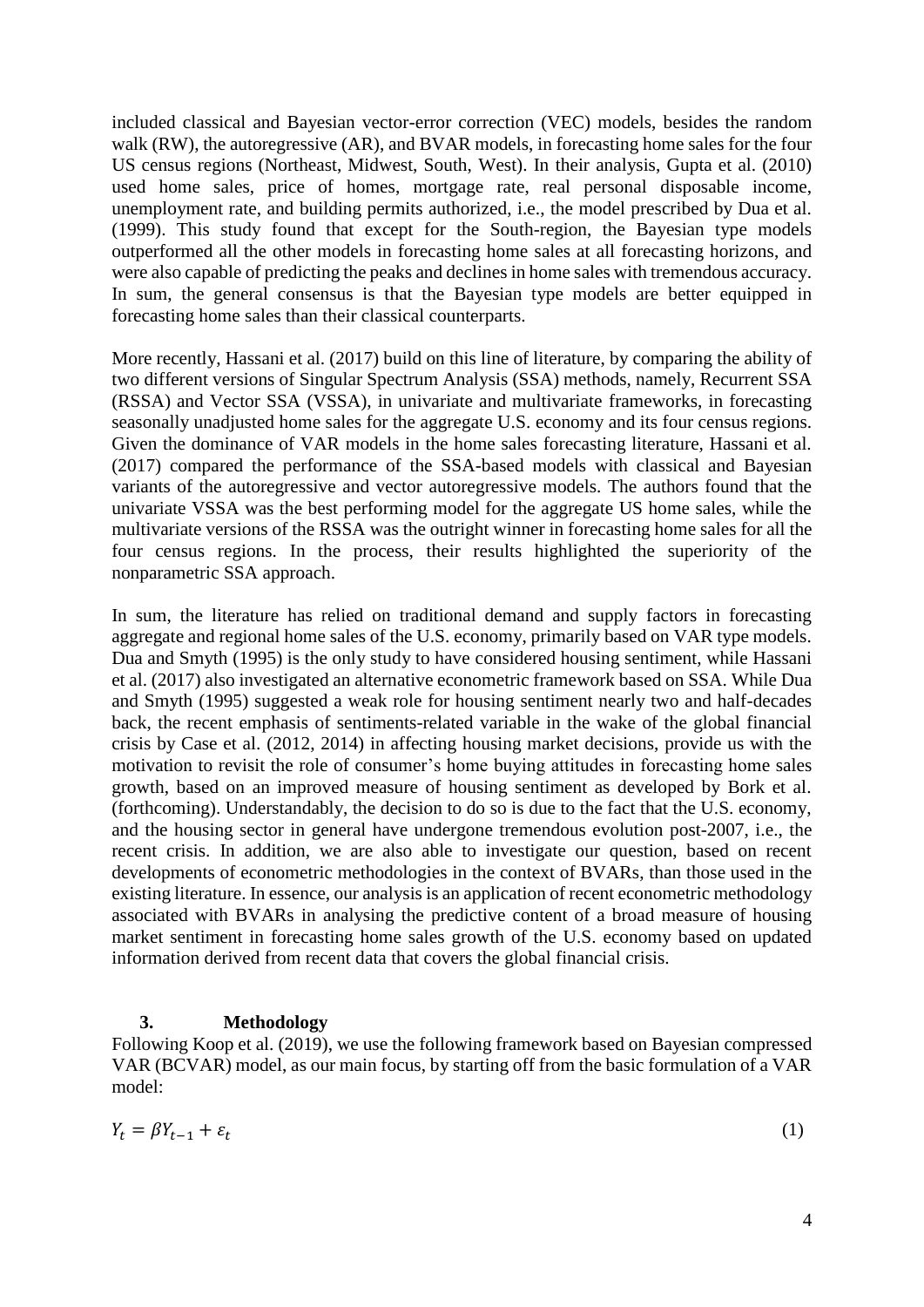included classical and Bayesian vector-error correction (VEC) models, besides the random walk (RW), the autoregressive (AR), and BVAR models, in forecasting home sales for the four US census regions (Northeast, Midwest, South, West). In their analysis, Gupta et al. (2010) used home sales, price of homes, mortgage rate, real personal disposable income, unemployment rate, and building permits authorized, i.e., the model prescribed by Dua et al. (1999). This study found that except for the South-region, the Bayesian type models outperformed all the other models in forecasting home sales at all forecasting horizons, and were also capable of predicting the peaks and declines in home sales with tremendous accuracy. In sum, the general consensus is that the Bayesian type models are better equipped in forecasting home sales than their classical counterparts.

More recently, Hassani et al. (2017) build on this line of literature, by comparing the ability of two different versions of Singular Spectrum Analysis (SSA) methods, namely, Recurrent SSA (RSSA) and Vector SSA (VSSA), in univariate and multivariate frameworks, in forecasting seasonally unadjusted home sales for the aggregate U.S. economy and its four census regions. Given the dominance of VAR models in the home sales forecasting literature, Hassani et al. (2017) compared the performance of the SSA-based models with classical and Bayesian variants of the autoregressive and vector autoregressive models. The authors found that the univariate VSSA was the best performing model for the aggregate US home sales, while the multivariate versions of the RSSA was the outright winner in forecasting home sales for all the four census regions. In the process, their results highlighted the superiority of the nonparametric SSA approach.

In sum, the literature has relied on traditional demand and supply factors in forecasting aggregate and regional home sales of the U.S. economy, primarily based on VAR type models. Dua and Smyth (1995) is the only study to have considered housing sentiment, while Hassani et al. (2017) also investigated an alternative econometric framework based on SSA. While Dua and Smyth (1995) suggested a weak role for housing sentiment nearly two and half-decades back, the recent emphasis of sentiments-related variable in the wake of the global financial crisis by Case et al. (2012, 2014) in affecting housing market decisions, provide us with the motivation to revisit the role of consumer's home buying attitudes in forecasting home sales growth, based on an improved measure of housing sentiment as developed by Bork et al. (forthcoming). Understandably, the decision to do so is due to the fact that the U.S. economy, and the housing sector in general have undergone tremendous evolution post-2007, i.e., the recent crisis. In addition, we are also able to investigate our question, based on recent developments of econometric methodologies in the context of BVARs, than those used in the existing literature. In essence, our analysis is an application of recent econometric methodology associated with BVARs in analysing the predictive content of a broad measure of housing market sentiment in forecasting home sales growth of the U.S. economy based on updated information derived from recent data that covers the global financial crisis.

## 3. Methodology

Following Koop et al. (2019), we use the following framework based on Bayesian compressed VAR (BCVAR) model, as our main focus, by starting off from the basic formulation of a VAR model:

$$Y_t = \beta Y_{t-1} + \varepsilon_t \tag{1}$$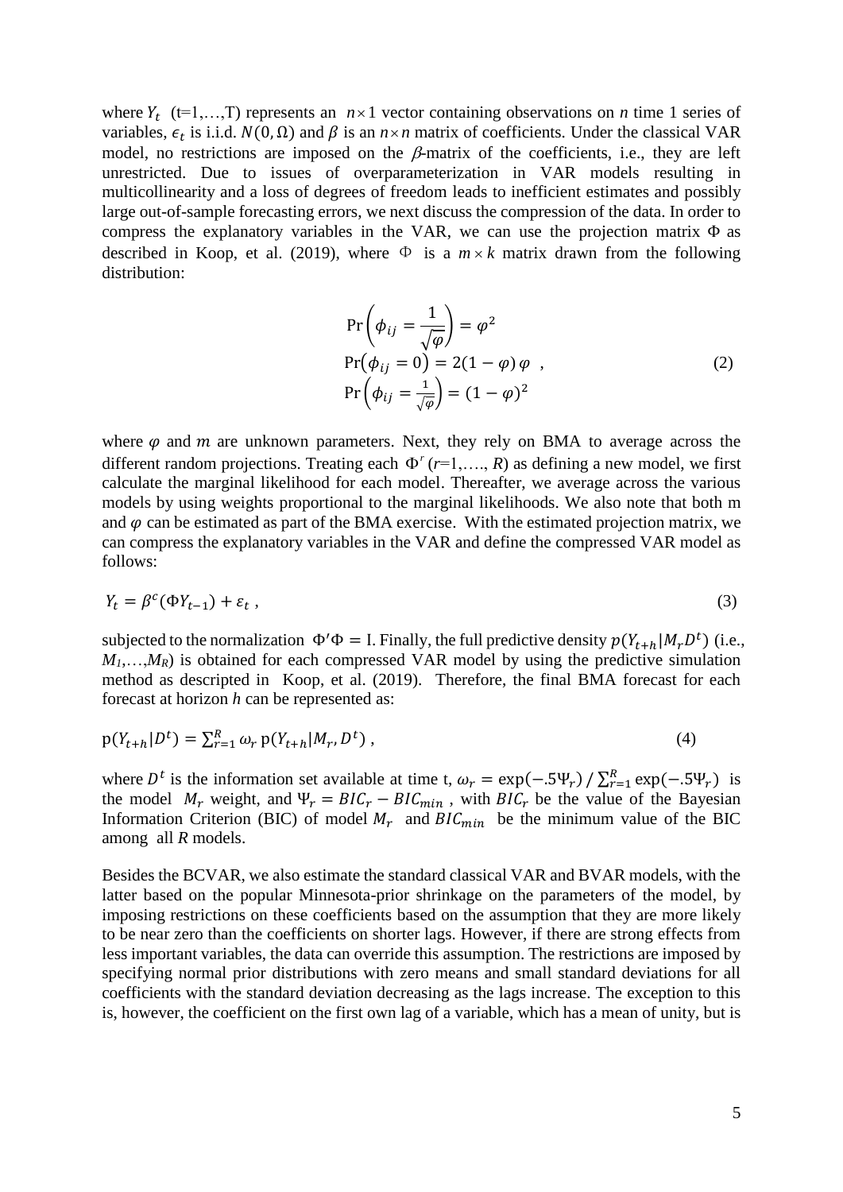where $Y_t$ (t=1,…,T) represents an $n \times 1$ vector containing observations on *n* time 1 series of variables, $\epsilon_t$ is i.i.d. $N(0, \Omega)$ and $\beta$ is an $n \times n$ matrix of coefficients. Under the classical VAR model, no restrictions are imposed on the $\beta$-matrix of the coefficients, i.e., they are left unrestricted. Due to issues of overparameterization in VAR models resulting in multicollinearity and a loss of degrees of freedom leads to inefficient estimates and possibly large out-of-sample forecasting errors, we next discuss the compression of the data. In order to compress the explanatory variables in the VAR, we can use the projection matrix $\Phi$ as described in Koop, et al. (2019), where $\Phi$ is a $m \times k$ matrix drawn from the following distribution:

$$
\begin{aligned}
&\Pr\left(\phi_{ij} = \frac{1}{\sqrt{\varphi}}\right) = \varphi^2 \\
&\Pr\left(\phi_{ij} = 0\right) = 2(1-\varphi)\,\varphi \quad , \\
&\Pr\left(\phi_{ij} = \frac{1}{\sqrt{\varphi}}\right) = (1-\varphi)^2
\end{aligned} \tag{2}
$$

where $\varphi$ and $m$ are unknown parameters. Next, they rely on BMA to average across the different random projections. Treating each $\Phi^r$ ($r$=1,…., $R$) as defining a new model, we first calculate the marginal likelihood for each model. Thereafter, we average across the various models by using weights proportional to the marginal likelihoods. We also note that both m and $\varphi$ can be estimated as part of the BMA exercise. With the estimated projection matrix, we can compress the explanatory variables in the VAR and define the compressed VAR model as follows:

$$
Y_t = \beta^c(\Phi Y_{t-1}) + \varepsilon_t \;, \tag{3}
$$

subjected to the normalization $\Phi'\Phi = \mathrm{I}$. Finally, the full predictive density $p(Y_{t+h}|M_r D^t)$ (i.e., $M_1$,…,$M_R$) is obtained for each compressed VAR model by using the predictive simulation method as descripted in Koop, et al. (2019). Therefore, the final BMA forecast for each forecast at horizon $h$ can be represented as:

$$
\mathrm{p}(Y_{t+h}|D^t) = \sum_{r=1}^{R} \omega_r \, \mathrm{p}(Y_{t+h}|M_r, D^t) \;, \tag{4}
$$

where $D^t$ is the information set available at time t, $\omega_r = \exp(-.5\Psi_r) \,/\, \sum_{r=1}^{R} \exp(-.5\Psi_r)$ is the model $M_r$ weight, and $\Psi_r = BIC_r - BIC_{min}$, with $BIC_r$ be the value of the Bayesian Information Criterion (BIC) of model $M_r$ and $BIC_{min}$ be the minimum value of the BIC among all $R$ models.

Besides the BCVAR, we also estimate the standard classical VAR and BVAR models, with the latter based on the popular Minnesota-prior shrinkage on the parameters of the model, by imposing restrictions on these coefficients based on the assumption that they are more likely to be near zero than the coefficients on shorter lags. However, if there are strong effects from less important variables, the data can override this assumption. The restrictions are imposed by specifying normal prior distributions with zero means and small standard deviations for all coefficients with the standard deviation decreasing as the lags increase. The exception to this is, however, the coefficient on the first own lag of a variable, which has a mean of unity, but is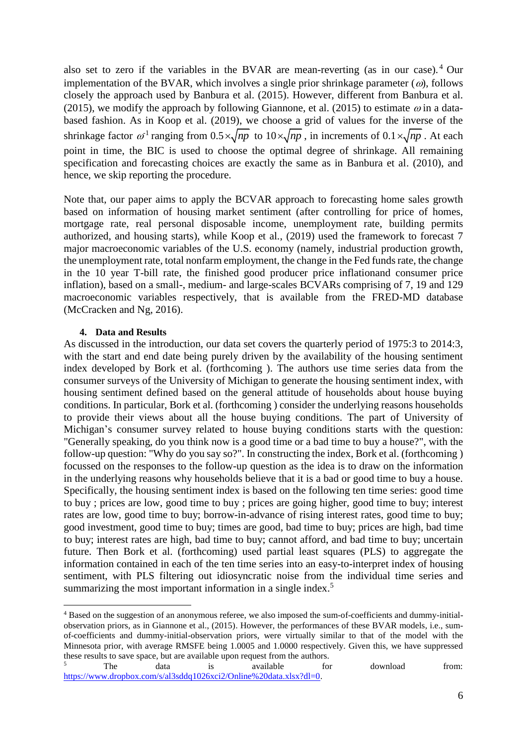also set to zero if the variables in the BVAR are mean-reverting (as in our case).[4] Our implementation of the BVAR, which involves a single prior shrinkage parameter ($\omega$), follows closely the approach used by Banbura et al. (2015). However, different from Banbura et al. (2015), we modify the approach by following Giannone, et al. (2015) to estimate $\omega$ in a data-based fashion. As in Koop et al. (2019), we choose a grid of values for the inverse of the shrinkage factor $\omega^{1}$ ranging from $0.5\times\sqrt{np}$ to $10\times\sqrt{np}$, in increments of $0.1\times\sqrt{np}$. At each point in time, the BIC is used to choose the optimal degree of shrinkage. All remaining specification and forecasting choices are exactly the same as in Banbura et al. (2010), and hence, we skip reporting the procedure.

Note that, our paper aims to apply the BCVAR approach to forecasting home sales growth based on information of housing market sentiment (after controlling for price of homes, mortgage rate, real personal disposable income, unemployment rate, building permits authorized, and housing starts), while Koop et al., (2019) used the framework to forecast 7 major macroeconomic variables of the U.S. economy (namely, industrial production growth, the unemployment rate, total nonfarm employment, the change in the Fed funds rate, the change in the 10 year T-bill rate, the finished good producer price inflationand consumer price inflation), based on a small-, medium- and large-scales BCVARs comprising of 7, 19 and 129 macroeconomic variables respectively, that is available from the FRED-MD database (McCracken and Ng, 2016).

## 4. Data and Results

As discussed in the introduction, our data set covers the quarterly period of 1975:3 to 2014:3, with the start and end date being purely driven by the availability of the housing sentiment index developed by Bork et al. (forthcoming ). The authors use time series data from the consumer surveys of the University of Michigan to generate the housing sentiment index, with housing sentiment defined based on the general attitude of households about house buying conditions. In particular, Bork et al. (forthcoming ) consider the underlying reasons households to provide their views about all the house buying conditions. The part of University of Michigan's consumer survey related to house buying conditions starts with the question: "Generally speaking, do you think now is a good time or a bad time to buy a house?", with the follow-up question: "Why do you say so?". In constructing the index, Bork et al. (forthcoming ) focussed on the responses to the follow-up question as the idea is to draw on the information in the underlying reasons why households believe that it is a bad or good time to buy a house. Specifically, the housing sentiment index is based on the following ten time series: good time to buy ; prices are low, good time to buy ; prices are going higher, good time to buy; interest rates are low, good time to buy; borrow-in-advance of rising interest rates, good time to buy; good investment, good time to buy; times are good, bad time to buy; prices are high, bad time to buy; interest rates are high, bad time to buy; cannot afford, and bad time to buy; uncertain future. Then Bork et al. (forthcoming) used partial least squares (PLS) to aggregate the information contained in each of the ten time series into an easy-to-interpret index of housing sentiment, with PLS filtering out idiosyncratic noise from the individual time series and summarizing the most important information in a single index.[5]

---

[4] Based on the suggestion of an anonymous referee, we also imposed the sum-of-coefficients and dummy-initial-observation priors, as in Giannone et al., (2015). However, the performances of these BVAR models, i.e., sum-of-coefficients and dummy-initial-observation priors, were virtually similar to that of the model with the Minnesota prior, with average RMSFE being 1.0005 and 1.0000 respectively. Given this, we have suppressed these results to save space, but are available upon request from the authors.

[5] The data is available for download from: https://www.dropbox.com/s/al3sddq1026xci2/Online%20data.xlsx?dl=0.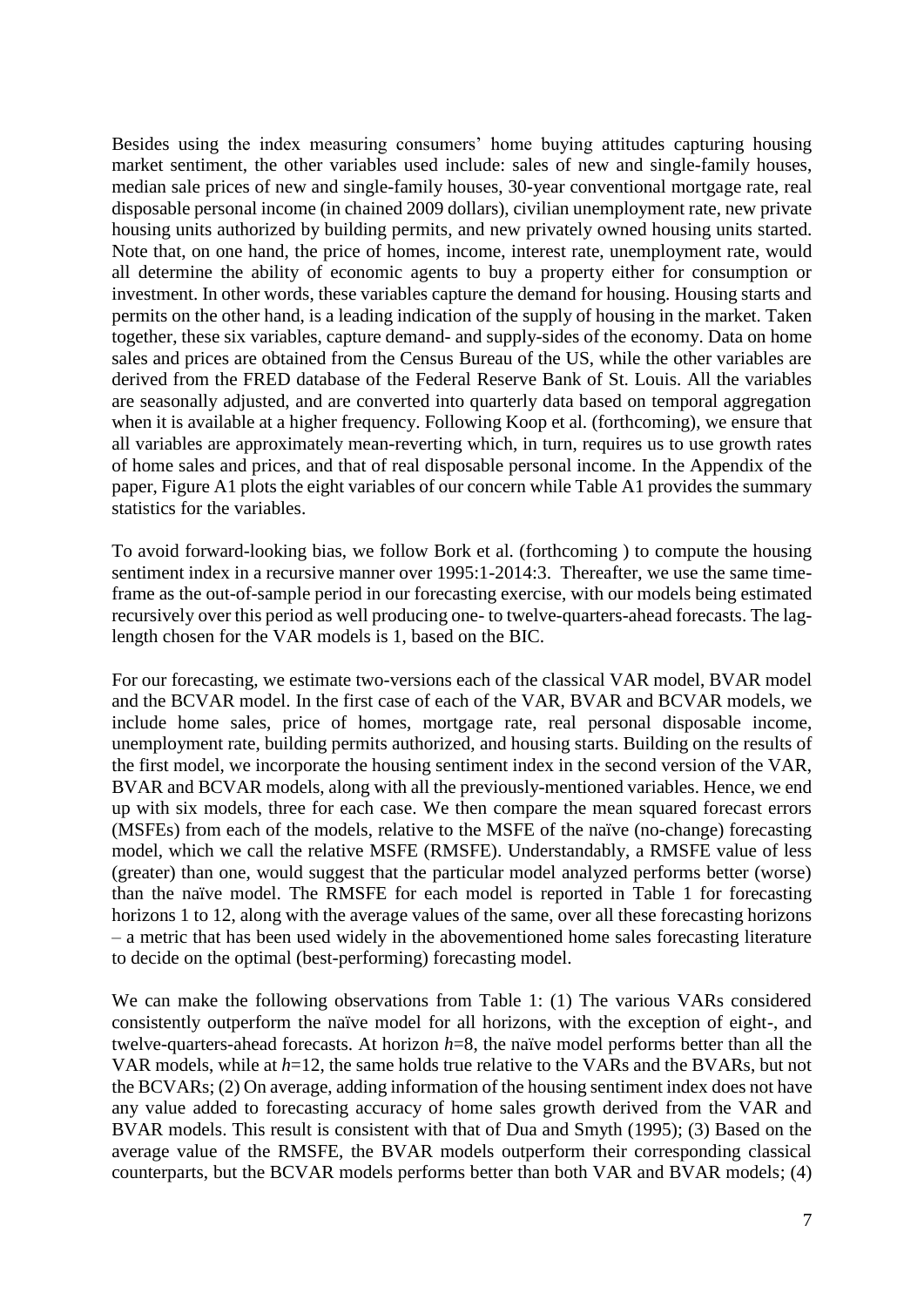Besides using the index measuring consumers' home buying attitudes capturing housing market sentiment, the other variables used include: sales of new and single-family houses, median sale prices of new and single-family houses, 30-year conventional mortgage rate, real disposable personal income (in chained 2009 dollars), civilian unemployment rate, new private housing units authorized by building permits, and new privately owned housing units started. Note that, on one hand, the price of homes, income, interest rate, unemployment rate, would all determine the ability of economic agents to buy a property either for consumption or investment. In other words, these variables capture the demand for housing. Housing starts and permits on the other hand, is a leading indication of the supply of housing in the market. Taken together, these six variables, capture demand- and supply-sides of the economy. Data on home sales and prices are obtained from the Census Bureau of the US, while the other variables are derived from the FRED database of the Federal Reserve Bank of St. Louis. All the variables are seasonally adjusted, and are converted into quarterly data based on temporal aggregation when it is available at a higher frequency. Following Koop et al. (forthcoming), we ensure that all variables are approximately mean-reverting which, in turn, requires us to use growth rates of home sales and prices, and that of real disposable personal income. In the Appendix of the paper, Figure A1 plots the eight variables of our concern while Table A1 provides the summary statistics for the variables.

To avoid forward-looking bias, we follow Bork et al. (forthcoming ) to compute the housing sentiment index in a recursive manner over 1995:1-2014:3. Thereafter, we use the same time-frame as the out-of-sample period in our forecasting exercise, with our models being estimated recursively over this period as well producing one- to twelve-quarters-ahead forecasts. The lag-length chosen for the VAR models is 1, based on the BIC.

For our forecasting, we estimate two-versions each of the classical VAR model, BVAR model and the BCVAR model. In the first case of each of the VAR, BVAR and BCVAR models, we include home sales, price of homes, mortgage rate, real personal disposable income, unemployment rate, building permits authorized, and housing starts. Building on the results of the first model, we incorporate the housing sentiment index in the second version of the VAR, BVAR and BCVAR models, along with all the previously-mentioned variables. Hence, we end up with six models, three for each case. We then compare the mean squared forecast errors (MSFEs) from each of the models, relative to the MSFE of the naïve (no-change) forecasting model, which we call the relative MSFE (RMSFE). Understandably, a RMSFE value of less (greater) than one, would suggest that the particular model analyzed performs better (worse) than the naïve model. The RMSFE for each model is reported in Table 1 for forecasting horizons 1 to 12, along with the average values of the same, over all these forecasting horizons – a metric that has been used widely in the abovementioned home sales forecasting literature to decide on the optimal (best-performing) forecasting model.

We can make the following observations from Table 1: (1) The various VARs considered consistently outperform the naïve model for all horizons, with the exception of eight-, and twelve-quarters-ahead forecasts. At horizon $h$=8, the naïve model performs better than all the VAR models, while at $h$=12, the same holds true relative to the VARs and the BVARs, but not the BCVARs; (2) On average, adding information of the housing sentiment index does not have any value added to forecasting accuracy of home sales growth derived from the VAR and BVAR models. This result is consistent with that of Dua and Smyth (1995); (3) Based on the average value of the RMSFE, the BVAR models outperform their corresponding classical counterparts, but the BCVAR models performs better than both VAR and BVAR models; (4)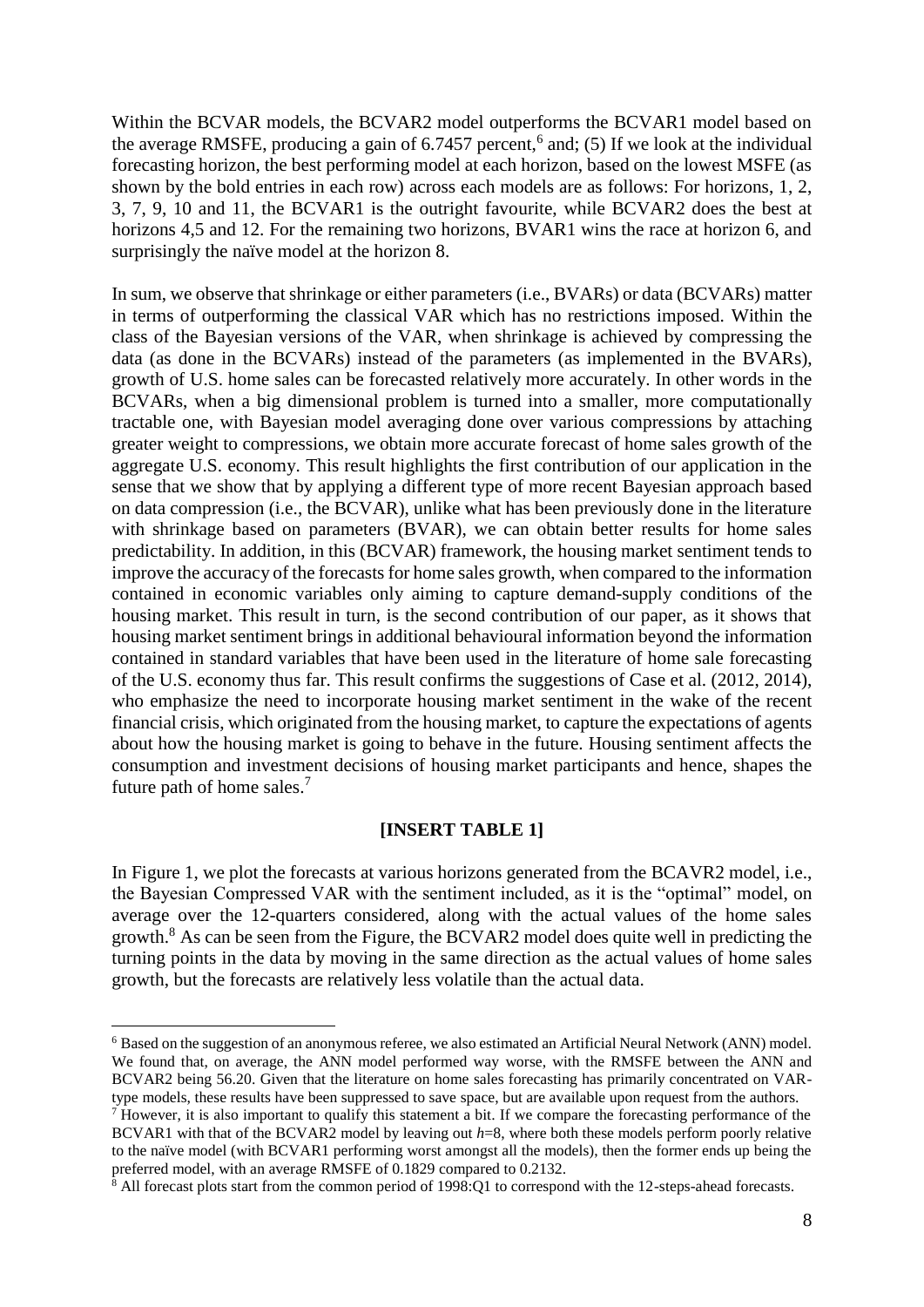Within the BCVAR models, the BCVAR2 model outperforms the BCVAR1 model based on the average RMSFE, producing a gain of 6.7457 percent,[6] and; (5) If we look at the individual forecasting horizon, the best performing model at each horizon, based on the lowest MSFE (as shown by the bold entries in each row) across each models are as follows: For horizons, 1, 2, 3, 7, 9, 10 and 11, the BCVAR1 is the outright favourite, while BCVAR2 does the best at horizons 4,5 and 12. For the remaining two horizons, BVAR1 wins the race at horizon 6, and surprisingly the naïve model at the horizon 8.

In sum, we observe that shrinkage or either parameters (i.e., BVARs) or data (BCVARs) matter in terms of outperforming the classical VAR which has no restrictions imposed. Within the class of the Bayesian versions of the VAR, when shrinkage is achieved by compressing the data (as done in the BCVARs) instead of the parameters (as implemented in the BVARs), growth of U.S. home sales can be forecasted relatively more accurately. In other words in the BCVARs, when a big dimensional problem is turned into a smaller, more computationally tractable one, with Bayesian model averaging done over various compressions by attaching greater weight to compressions, we obtain more accurate forecast of home sales growth of the aggregate U.S. economy. This result highlights the first contribution of our application in the sense that we show that by applying a different type of more recent Bayesian approach based on data compression (i.e., the BCVAR), unlike what has been previously done in the literature with shrinkage based on parameters (BVAR), we can obtain better results for home sales predictability. In addition, in this (BCVAR) framework, the housing market sentiment tends to improve the accuracy of the forecasts for home sales growth, when compared to the information contained in economic variables only aiming to capture demand-supply conditions of the housing market. This result in turn, is the second contribution of our paper, as it shows that housing market sentiment brings in additional behavioural information beyond the information contained in standard variables that have been used in the literature of home sale forecasting of the U.S. economy thus far. This result confirms the suggestions of Case et al. (2012, 2014), who emphasize the need to incorporate housing market sentiment in the wake of the recent financial crisis, which originated from the housing market, to capture the expectations of agents about how the housing market is going to behave in the future. Housing sentiment affects the consumption and investment decisions of housing market participants and hence, shapes the future path of home sales.[7]

**[INSERT TABLE 1]**

In Figure 1, we plot the forecasts at various horizons generated from the BCAVR2 model, i.e., the Bayesian Compressed VAR with the sentiment included, as it is the "optimal" model, on average over the 12-quarters considered, along with the actual values of the home sales growth.[8] As can be seen from the Figure, the BCVAR2 model does quite well in predicting the turning points in the data by moving in the same direction as the actual values of home sales growth, but the forecasts are relatively less volatile than the actual data.

---

[6] Based on the suggestion of an anonymous referee, we also estimated an Artificial Neural Network (ANN) model. We found that, on average, the ANN model performed way worse, with the RMSFE between the ANN and BCVAR2 being 56.20. Given that the literature on home sales forecasting has primarily concentrated on VAR-type models, these results have been suppressed to save space, but are available upon request from the authors.

[7] However, it is also important to qualify this statement a bit. If we compare the forecasting performance of the BCVAR1 with that of the BCVAR2 model by leaving out $h$=8, where both these models perform poorly relative to the naïve model (with BCVAR1 performing worst amongst all the models), then the former ends up being the preferred model, with an average RMSFE of 0.1829 compared to 0.2132.

[8] All forecast plots start from the common period of 1998:Q1 to correspond with the 12-steps-ahead forecasts.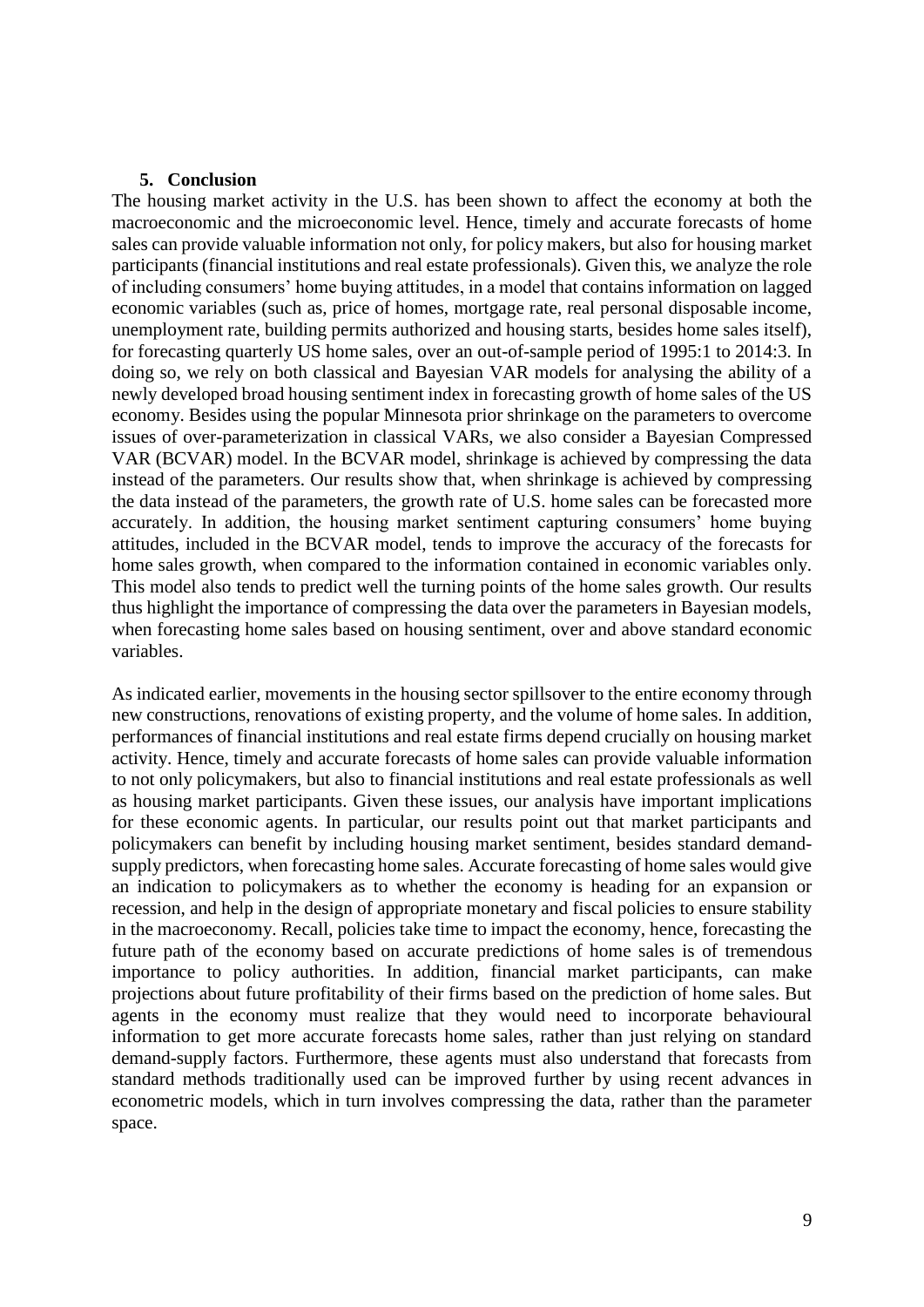## 5. Conclusion

The housing market activity in the U.S. has been shown to affect the economy at both the macroeconomic and the microeconomic level. Hence, timely and accurate forecasts of home sales can provide valuable information not only, for policy makers, but also for housing market participants (financial institutions and real estate professionals). Given this, we analyze the role of including consumers' home buying attitudes, in a model that contains information on lagged economic variables (such as, price of homes, mortgage rate, real personal disposable income, unemployment rate, building permits authorized and housing starts, besides home sales itself), for forecasting quarterly US home sales, over an out-of-sample period of 1995:1 to 2014:3. In doing so, we rely on both classical and Bayesian VAR models for analysing the ability of a newly developed broad housing sentiment index in forecasting growth of home sales of the US economy. Besides using the popular Minnesota prior shrinkage on the parameters to overcome issues of over-parameterization in classical VARs, we also consider a Bayesian Compressed VAR (BCVAR) model. In the BCVAR model, shrinkage is achieved by compressing the data instead of the parameters. Our results show that, when shrinkage is achieved by compressing the data instead of the parameters, the growth rate of U.S. home sales can be forecasted more accurately. In addition, the housing market sentiment capturing consumers' home buying attitudes, included in the BCVAR model, tends to improve the accuracy of the forecasts for home sales growth, when compared to the information contained in economic variables only. This model also tends to predict well the turning points of the home sales growth. Our results thus highlight the importance of compressing the data over the parameters in Bayesian models, when forecasting home sales based on housing sentiment, over and above standard economic variables.

As indicated earlier, movements in the housing sector spillsover to the entire economy through new constructions, renovations of existing property, and the volume of home sales. In addition, performances of financial institutions and real estate firms depend crucially on housing market activity. Hence, timely and accurate forecasts of home sales can provide valuable information to not only policymakers, but also to financial institutions and real estate professionals as well as housing market participants. Given these issues, our analysis have important implications for these economic agents. In particular, our results point out that market participants and policymakers can benefit by including housing market sentiment, besides standard demand-supply predictors, when forecasting home sales. Accurate forecasting of home sales would give an indication to policymakers as to whether the economy is heading for an expansion or recession, and help in the design of appropriate monetary and fiscal policies to ensure stability in the macroeconomy. Recall, policies take time to impact the economy, hence, forecasting the future path of the economy based on accurate predictions of home sales is of tremendous importance to policy authorities. In addition, financial market participants, can make projections about future profitability of their firms based on the prediction of home sales. But agents in the economy must realize that they would need to incorporate behavioural information to get more accurate forecasts home sales, rather than just relying on standard demand-supply factors. Furthermore, these agents must also understand that forecasts from standard methods traditionally used can be improved further by using recent advances in econometric models, which in turn involves compressing the data, rather than the parameter space.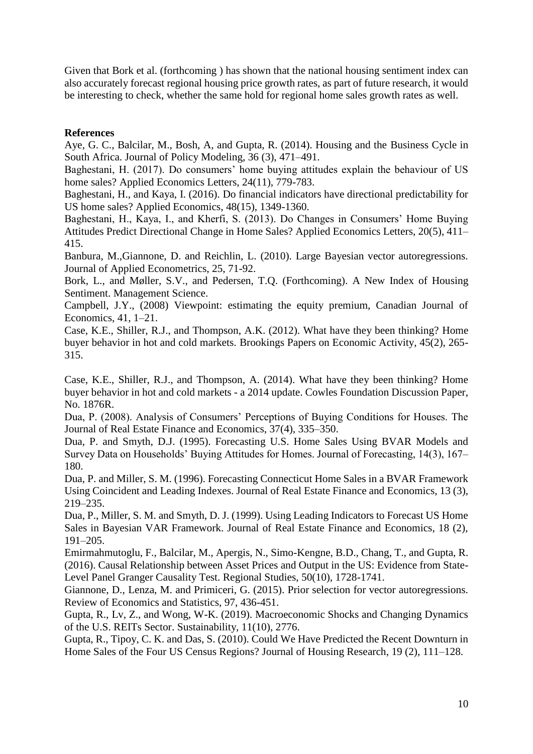Given that Bork et al. (forthcoming ) has shown that the national housing sentiment index can also accurately forecast regional housing price growth rates, as part of future research, it would be interesting to check, whether the same hold for regional home sales growth rates as well.

**References**

Aye, G. C., Balcilar, M., Bosh, A, and Gupta, R. (2014). Housing and the Business Cycle in South Africa. Journal of Policy Modeling, 36 (3), 471–491.

Baghestani, H. (2017). Do consumers' home buying attitudes explain the behaviour of US home sales? Applied Economics Letters, 24(11), 779-783.

Baghestani, H., and Kaya, I. (2016). Do financial indicators have directional predictability for US home sales? Applied Economics, 48(15), 1349-1360.

Baghestani, H., Kaya, I., and Kherfi, S. (2013). Do Changes in Consumers' Home Buying Attitudes Predict Directional Change in Home Sales? Applied Economics Letters, 20(5), 411–415.

Banbura, M.,Giannone, D. and Reichlin, L. (2010). Large Bayesian vector autoregressions. Journal of Applied Econometrics, 25, 71-92.

Bork, L., and Møller, S.V., and Pedersen, T.Q. (Forthcoming). A New Index of Housing Sentiment. Management Science.

Campbell, J.Y., (2008) Viewpoint: estimating the equity premium, Canadian Journal of Economics, 41, 1–21.

Case, K.E., Shiller, R.J., and Thompson, A.K. (2012). What have they been thinking? Home buyer behavior in hot and cold markets. Brookings Papers on Economic Activity, 45(2), 265-315.

Case, K.E., Shiller, R.J., and Thompson, A. (2014). What have they been thinking? Home buyer behavior in hot and cold markets - a 2014 update. Cowles Foundation Discussion Paper, No. 1876R.

Dua, P. (2008). Analysis of Consumers' Perceptions of Buying Conditions for Houses. The Journal of Real Estate Finance and Economics, 37(4), 335–350.

Dua, P. and Smyth, D.J. (1995). Forecasting U.S. Home Sales Using BVAR Models and Survey Data on Households' Buying Attitudes for Homes. Journal of Forecasting, 14(3), 167–180.

Dua, P. and Miller, S. M. (1996). Forecasting Connecticut Home Sales in a BVAR Framework Using Coincident and Leading Indexes. Journal of Real Estate Finance and Economics, 13 (3), 219–235.

Dua, P., Miller, S. M. and Smyth, D. J. (1999). Using Leading Indicators to Forecast US Home Sales in Bayesian VAR Framework. Journal of Real Estate Finance and Economics, 18 (2), 191–205.

Emirmahmutoglu, F., Balcilar, M., Apergis, N., Simo-Kengne, B.D., Chang, T., and Gupta, R. (2016). Causal Relationship between Asset Prices and Output in the US: Evidence from State-Level Panel Granger Causality Test. Regional Studies, 50(10), 1728-1741.

Giannone, D., Lenza, M. and Primiceri, G. (2015). Prior selection for vector autoregressions. Review of Economics and Statistics, 97, 436-451.

Gupta, R., Lv, Z., and Wong, W-K. (2019). Macroeconomic Shocks and Changing Dynamics of the U.S. REITs Sector. Sustainability, 11(10), 2776.

Gupta, R., Tipoy, C. K. and Das, S. (2010). Could We Have Predicted the Recent Downturn in Home Sales of the Four US Census Regions? Journal of Housing Research, 19 (2), 111–128.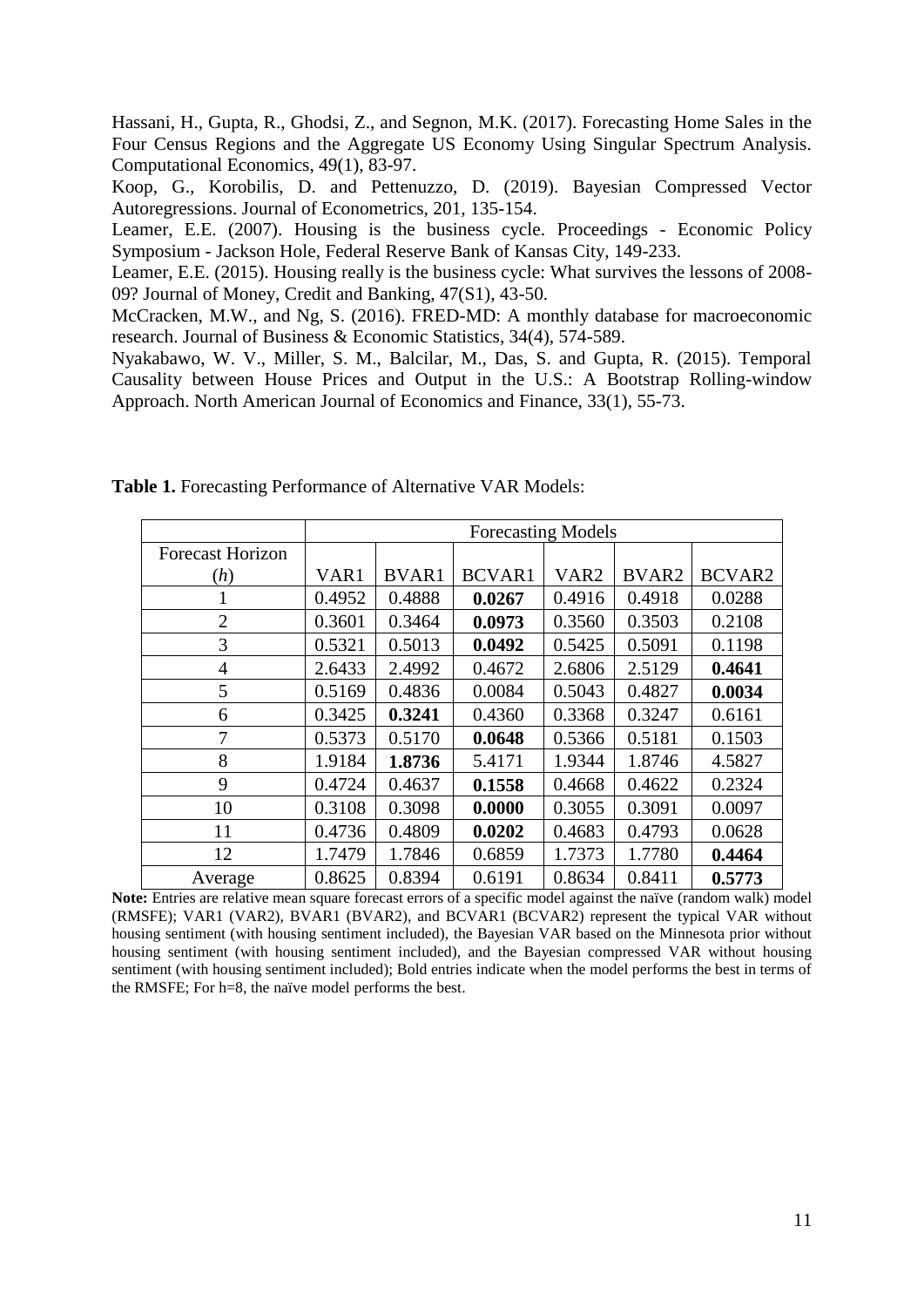Hassani, H., Gupta, R., Ghodsi, Z., and Segnon, M.K. (2017). Forecasting Home Sales in the Four Census Regions and the Aggregate US Economy Using Singular Spectrum Analysis. Computational Economics, 49(1), 83-97.

Koop, G., Korobilis, D. and Pettenuzzo, D. (2019). Bayesian Compressed Vector Autoregressions. Journal of Econometrics, 201, 135-154.

Leamer, E.E. (2007). Housing is the business cycle. Proceedings - Economic Policy Symposium - Jackson Hole, Federal Reserve Bank of Kansas City, 149-233.

Leamer, E.E. (2015). Housing really is the business cycle: What survives the lessons of 2008-09? Journal of Money, Credit and Banking, 47(S1), 43-50.

McCracken, M.W., and Ng, S. (2016). FRED-MD: A monthly database for macroeconomic research. Journal of Business & Economic Statistics, 34(4), 574-589.

Nyakabawo, W. V., Miller, S. M., Balcilar, M., Das, S. and Gupta, R. (2015). Temporal Causality between House Prices and Output in the U.S.: A Bootstrap Rolling-window Approach. North American Journal of Economics and Finance, 33(1), 55-73.

**Table 1.** Forecasting Performance of Alternative VAR Models:

| | Forecasting Models | | | | | |
|---|---|---|---|---|---|---|
| Forecast Horizon (*h*) | VAR1 | BVAR1 | BCVAR1 | VAR2 | BVAR2 | BCVAR2 |
| 1 | 0.4952 | 0.4888 | **0.0267** | 0.4916 | 0.4918 | 0.0288 |
| 2 | 0.3601 | 0.3464 | **0.0973** | 0.3560 | 0.3503 | 0.2108 |
| 3 | 0.5321 | 0.5013 | **0.0492** | 0.5425 | 0.5091 | 0.1198 |
| 4 | 2.6433 | 2.4992 | 0.4672 | 2.6806 | 2.5129 | **0.4641** |
| 5 | 0.5169 | 0.4836 | 0.0084 | 0.5043 | 0.4827 | **0.0034** |
| 6 | 0.3425 | **0.3241** | 0.4360 | 0.3368 | 0.3247 | 0.6161 |
| 7 | 0.5373 | 0.5170 | **0.0648** | 0.5366 | 0.5181 | 0.1503 |
| 8 | 1.9184 | **1.8736** | 5.4171 | 1.9344 | 1.8746 | 4.5827 |
| 9 | 0.4724 | 0.4637 | **0.1558** | 0.4668 | 0.4622 | 0.2324 |
| 10 | 0.3108 | 0.3098 | **0.0000** | 0.3055 | 0.3091 | 0.0097 |
| 11 | 0.4736 | 0.4809 | **0.0202** | 0.4683 | 0.4793 | 0.0628 |
| 12 | 1.7479 | 1.7846 | 0.6859 | 1.7373 | 1.7780 | **0.4464** |
| Average | 0.8625 | 0.8394 | 0.6191 | 0.8634 | 0.8411 | **0.5773** |

**Note:** Entries are relative mean square forecast errors of a specific model against the naïve (random walk) model (RMSFE); VAR1 (VAR2), BVAR1 (BVAR2), and BCVAR1 (BCVAR2) represent the typical VAR without housing sentiment (with housing sentiment included), the Bayesian VAR based on the Minnesota prior without housing sentiment (with housing sentiment included), and the Bayesian compressed VAR without housing sentiment (with housing sentiment included); Bold entries indicate when the model performs the best in terms of the RMSFE; For h=8, the naïve model performs the best.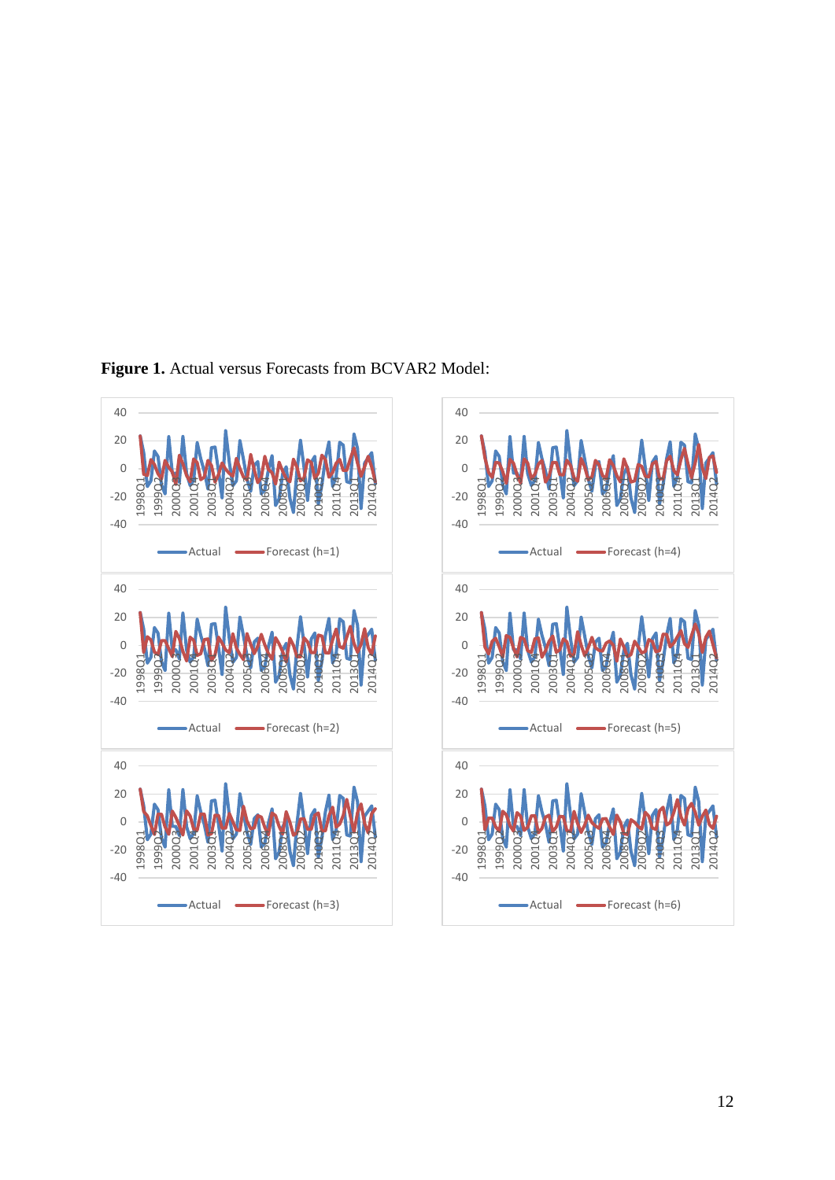**Figure 1.** Actual versus Forecasts from BCVAR2 Model: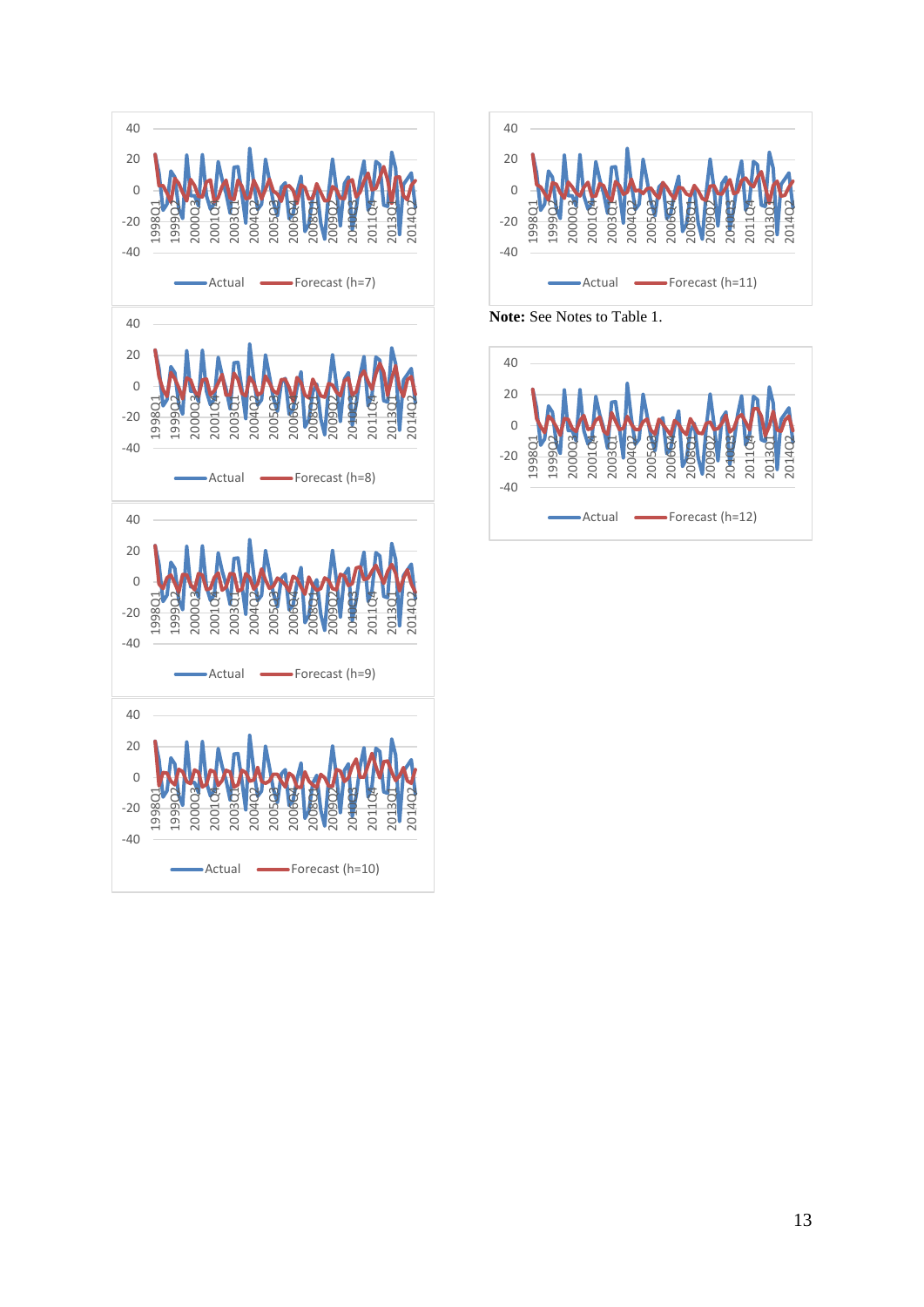**Note:** See Notes to Table 1.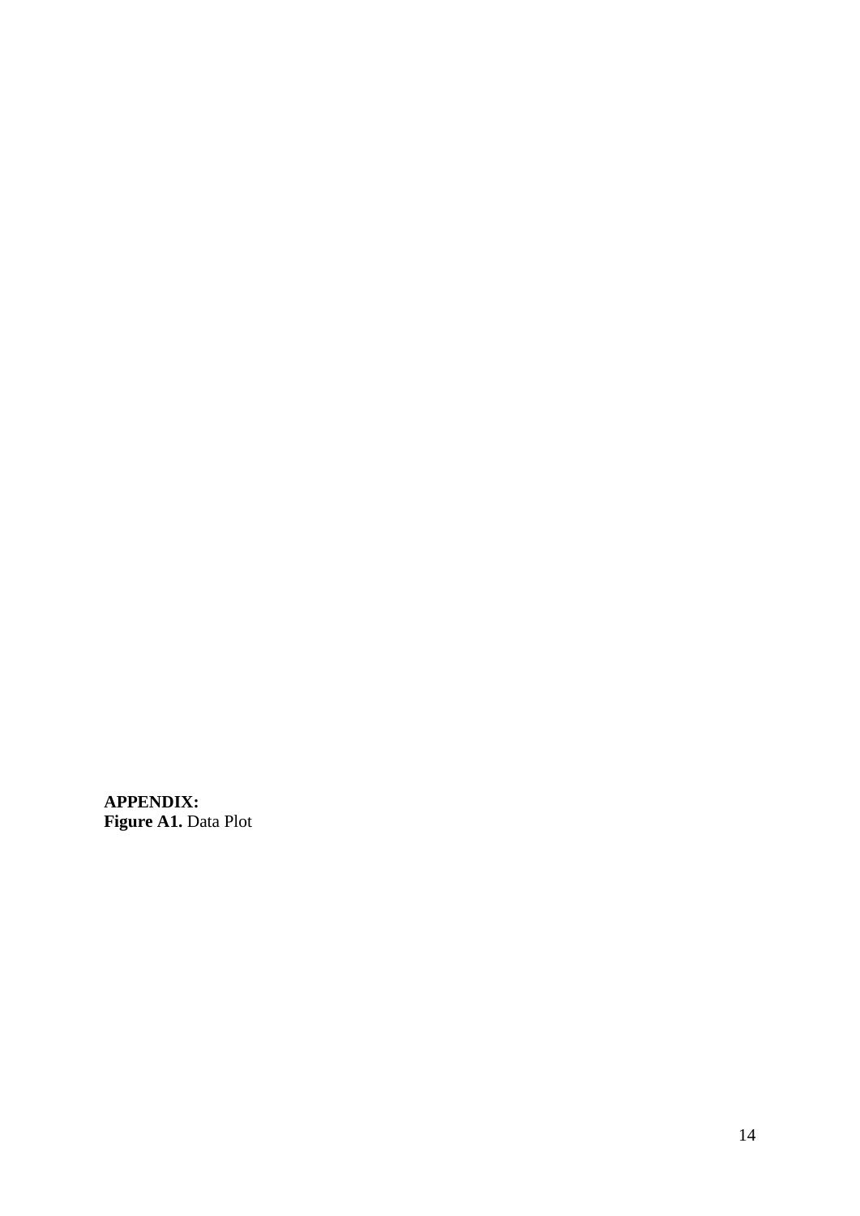**APPENDIX:**

**Figure A1.** Data Plot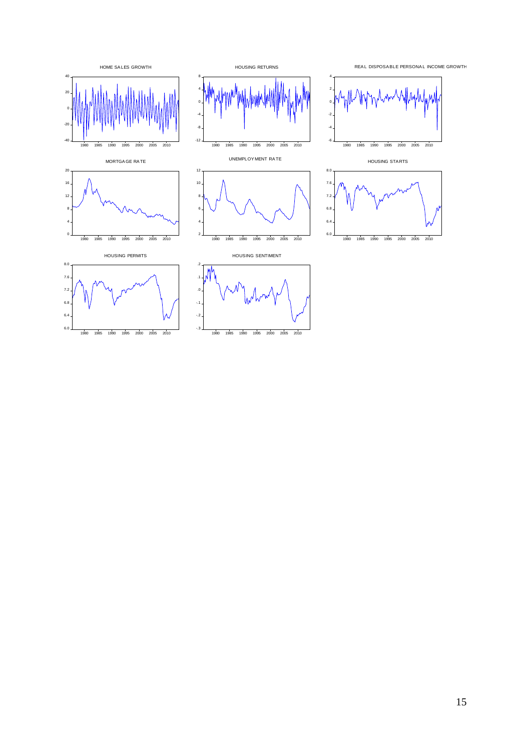HOME SALES GROWTH

HOUSING RETURNS

REAL DISPOSABLE PERSONAL INCOME GROWTH

MORTGAGE RATE

UNEMPLOYMENT RATE

HOUSING STARTS

HOUSING PERMITS

HOUSING SENTIMENT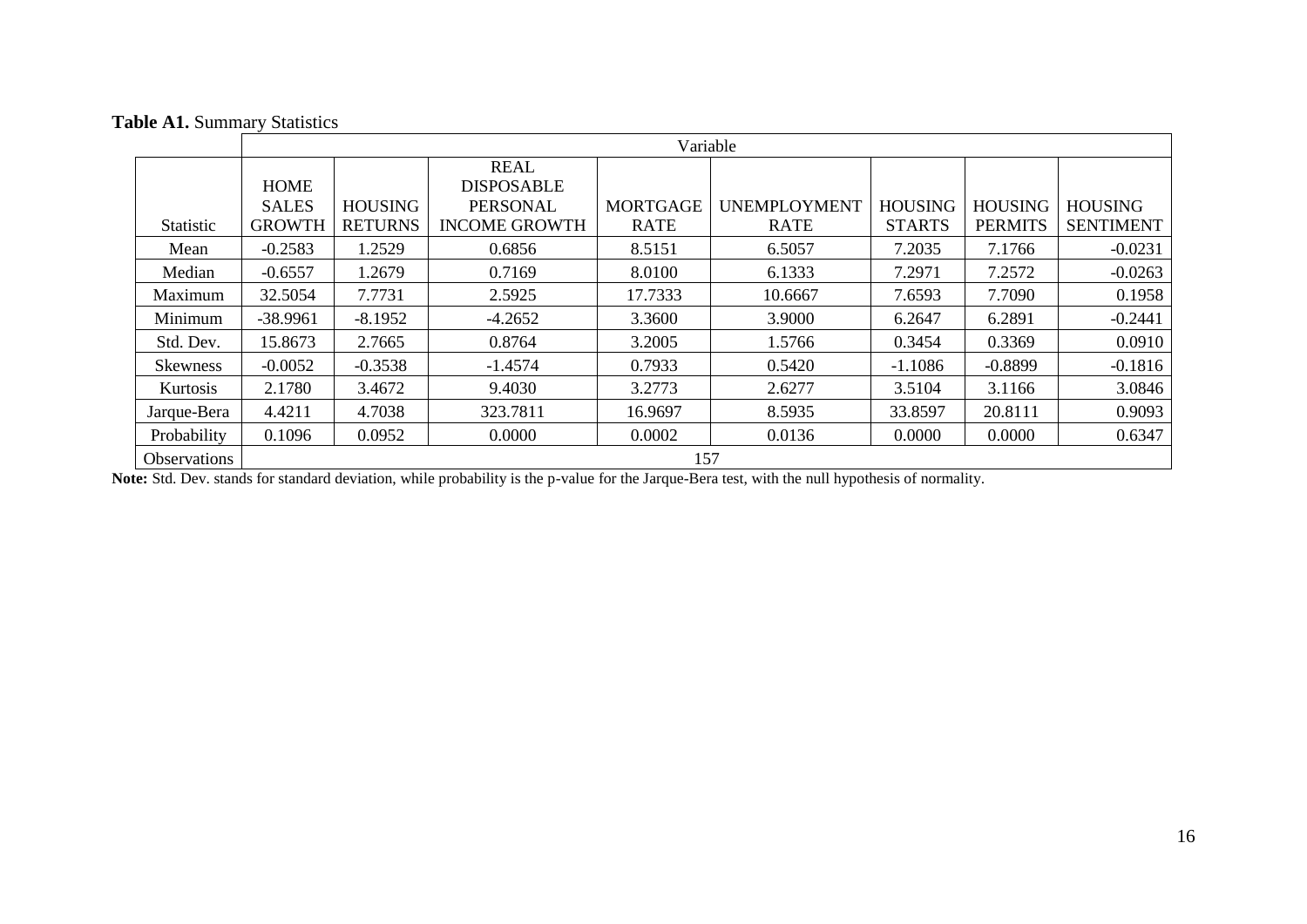**Table A1.** Summary Statistics

| | Variable | | | | | | | |
|---|---|---|---|---|---|---|---|---|
| Statistic | HOME SALES GROWTH | HOUSING RETURNS | REAL DISPOSABLE PERSONAL INCOME GROWTH | MORTGAGE RATE | UNEMPLOYMENT RATE | HOUSING STARTS | HOUSING PERMITS | HOUSING SENTIMENT |
| Mean | -0.2583 | 1.2529 | 0.6856 | 8.5151 | 6.5057 | 7.2035 | 7.1766 | -0.0231 |
| Median | -0.6557 | 1.2679 | 0.7169 | 8.0100 | 6.1333 | 7.2971 | 7.2572 | -0.0263 |
| Maximum | 32.5054 | 7.7731 | 2.5925 | 17.7333 | 10.6667 | 7.6593 | 7.7090 | 0.1958 |
| Minimum | -38.9961 | -8.1952 | -4.2652 | 3.3600 | 3.9000 | 6.2647 | 6.2891 | -0.2441 |
| Std. Dev. | 15.8673 | 2.7665 | 0.8764 | 3.2005 | 1.5766 | 0.3454 | 0.3369 | 0.0910 |
| Skewness | -0.0052 | -0.3538 | -1.4574 | 0.7933 | 0.5420 | -1.1086 | -0.8899 | -0.1816 |
| Kurtosis | 2.1780 | 3.4672 | 9.4030 | 3.2773 | 2.6277 | 3.5104 | 3.1166 | 3.0846 |
| Jarque-Bera | 4.4211 | 4.7038 | 323.7811 | 16.9697 | 8.5935 | 33.8597 | 20.8111 | 0.9093 |
| Probability | 0.1096 | 0.0952 | 0.0000 | 0.0002 | 0.0136 | 0.0000 | 0.0000 | 0.6347 |
| Observations | 157 | | | | | | | |

**Note:** Std. Dev. stands for standard deviation, while probability is the p-value for the Jarque-Bera test, with the null hypothesis of normality.